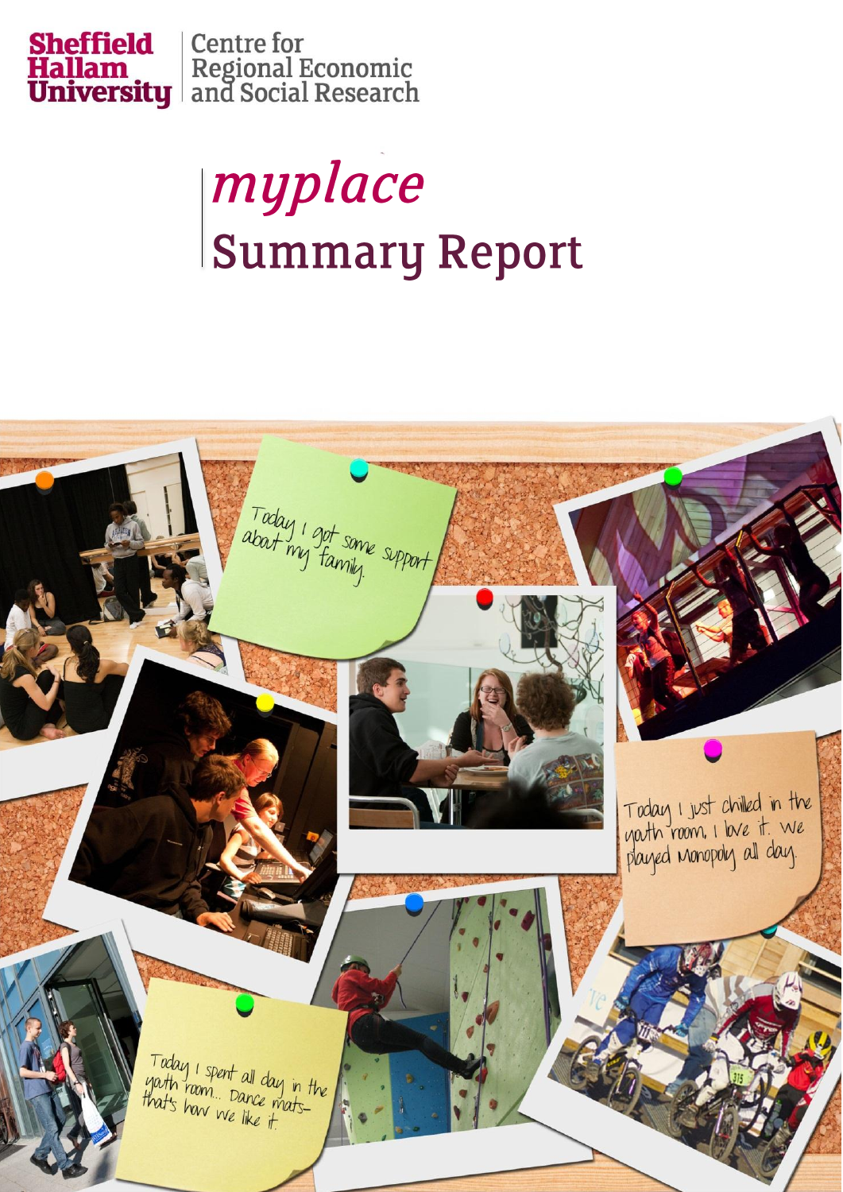Sheffield Hallam University | Centre for Regional Economic and Social Research

# *myplace*
# Summary Report

Today I got some support about my family.

Today I just chilled in the youth room, I love it. We played Monopoly all day.

Today I spent all day in the youth room... Dance mats- that's how we like it.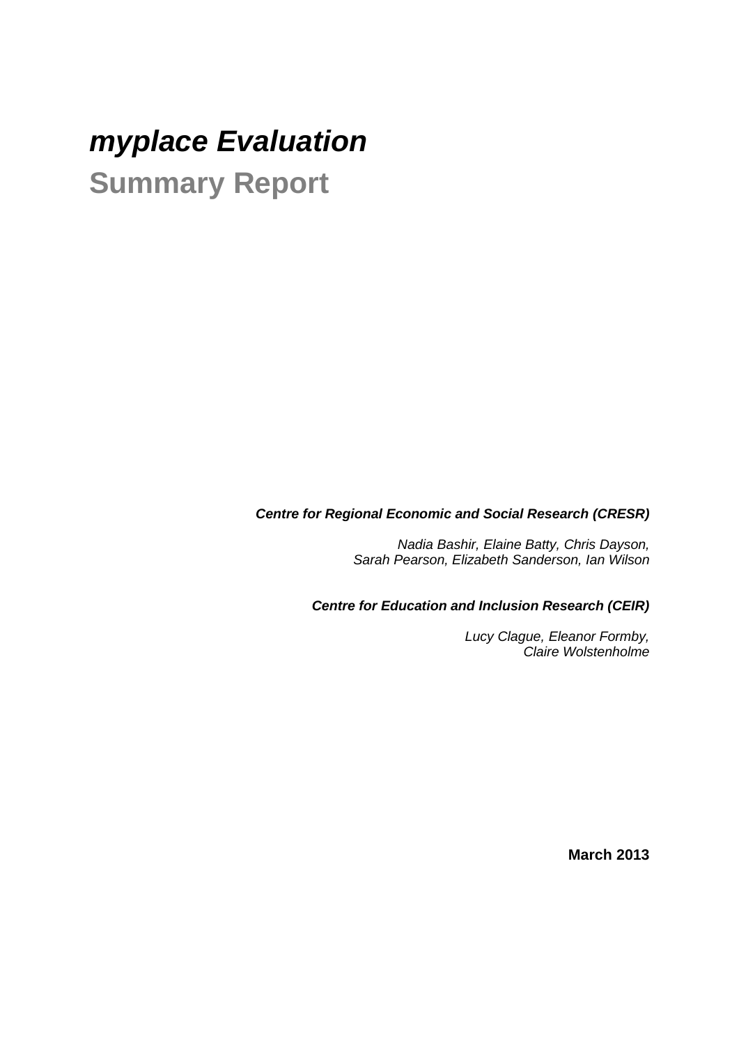# *myplace Evaluation*

## Summary Report

***Centre for Regional Economic and Social Research (CRESR)***

*Nadia Bashir, Elaine Batty, Chris Dayson,*
*Sarah Pearson, Elizabeth Sanderson, Ian Wilson*

***Centre for Education and Inclusion Research (CEIR)***

*Lucy Clague, Eleanor Formby,*
*Claire Wolstenholme*

**March 2013**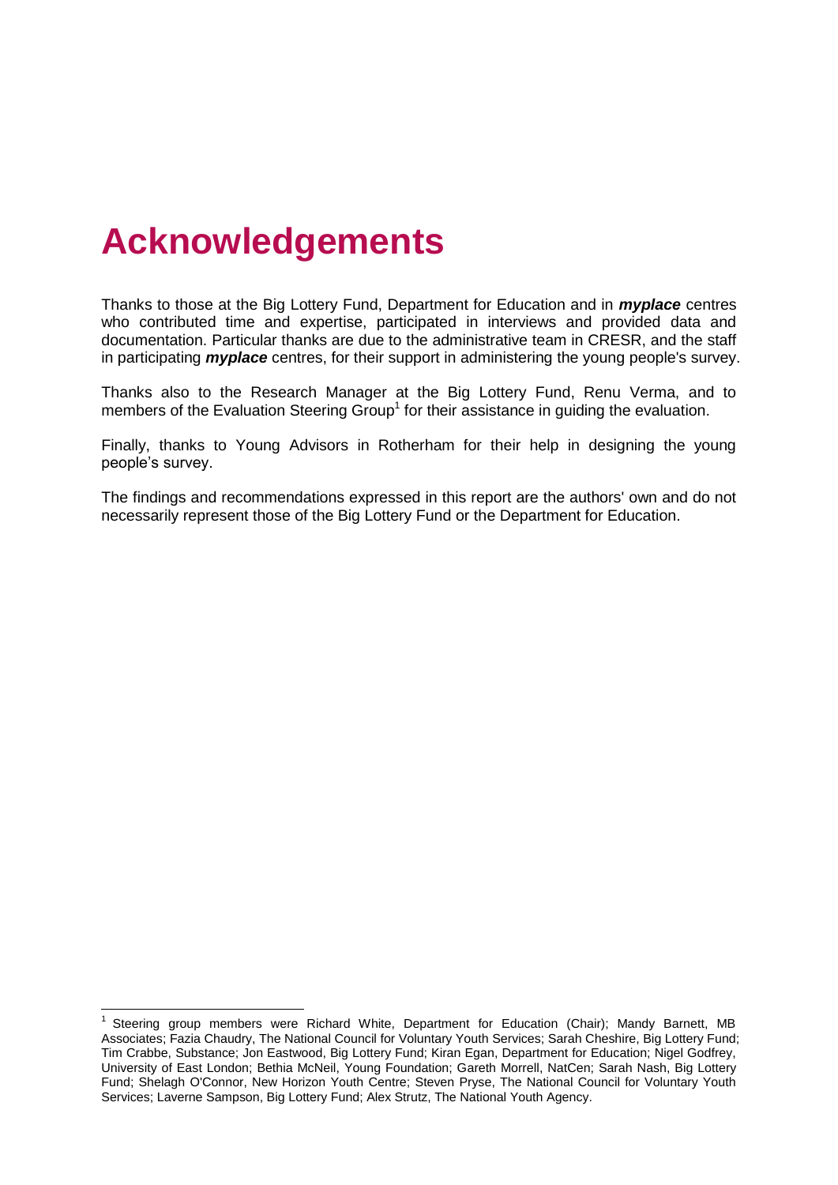# Acknowledgements

Thanks to those at the Big Lottery Fund, Department for Education and in ***myplace*** centres who contributed time and expertise, participated in interviews and provided data and documentation. Particular thanks are due to the administrative team in CRESR, and the staff in participating ***myplace*** centres, for their support in administering the young people's survey.

Thanks also to the Research Manager at the Big Lottery Fund, Renu Verma, and to members of the Evaluation Steering Group[1] for their assistance in guiding the evaluation.

Finally, thanks to Young Advisors in Rotherham for their help in designing the young people's survey.

The findings and recommendations expressed in this report are the authors' own and do not necessarily represent those of the Big Lottery Fund or the Department for Education.

---

[1] Steering group members were Richard White, Department for Education (Chair); Mandy Barnett, MB Associates; Fazia Chaudry, The National Council for Voluntary Youth Services; Sarah Cheshire, Big Lottery Fund; Tim Crabbe, Substance; Jon Eastwood, Big Lottery Fund; Kiran Egan, Department for Education; Nigel Godfrey, University of East London; Bethia McNeil, Young Foundation; Gareth Morrell, NatCen; Sarah Nash, Big Lottery Fund; Shelagh O'Connor, New Horizon Youth Centre; Steven Pryse, The National Council for Voluntary Youth Services; Laverne Sampson, Big Lottery Fund; Alex Strutz, The National Youth Agency.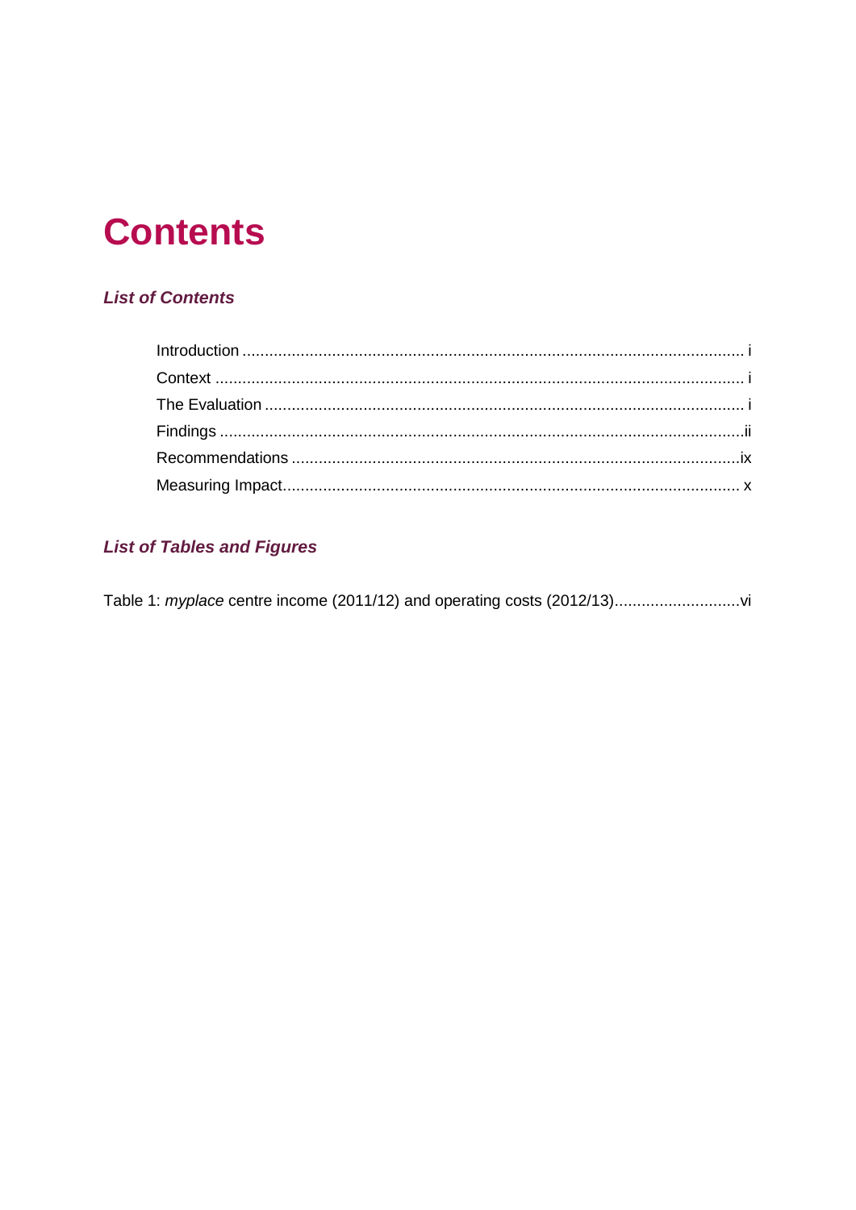# Contents

### *List of Contents*

- Introduction ... i
- Context ... i
- The Evaluation ... i
- Findings ... ii
- Recommendations ... ix
- Measuring Impact ... x

### *List of Tables and Figures*

Table 1: *myplace* centre income (2011/12) and operating costs (2012/13) ... vi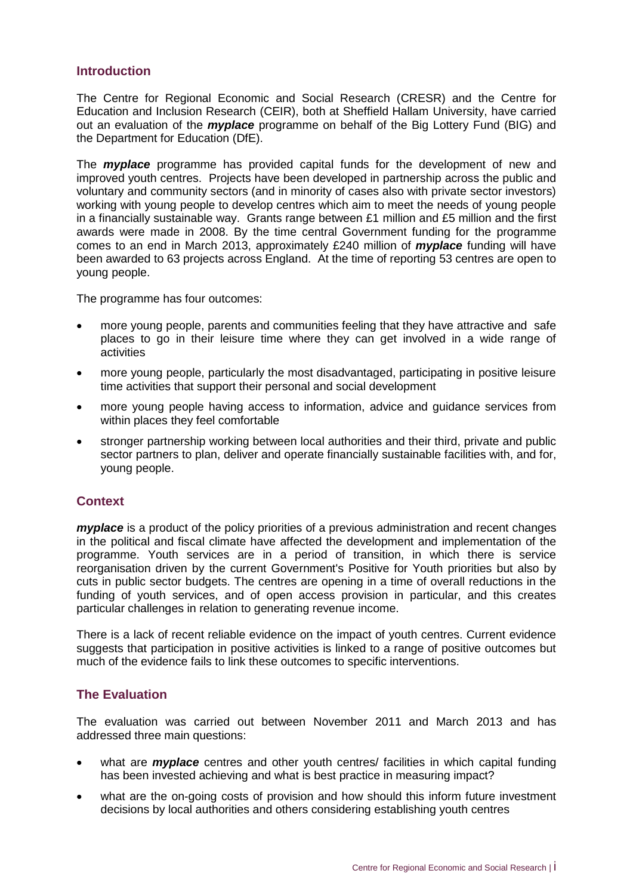## Introduction

The Centre for Regional Economic and Social Research (CRESR) and the Centre for Education and Inclusion Research (CEIR), both at Sheffield Hallam University, have carried out an evaluation of the ***myplace*** programme on behalf of the Big Lottery Fund (BIG) and the Department for Education (DfE).

The ***myplace*** programme has provided capital funds for the development of new and improved youth centres. Projects have been developed in partnership across the public and voluntary and community sectors (and in minority of cases also with private sector investors) working with young people to develop centres which aim to meet the needs of young people in a financially sustainable way. Grants range between £1 million and £5 million and the first awards were made in 2008. By the time central Government funding for the programme comes to an end in March 2013, approximately £240 million of ***myplace*** funding will have been awarded to 63 projects across England. At the time of reporting 53 centres are open to young people.

The programme has four outcomes:

- more young people, parents and communities feeling that they have attractive and safe places to go in their leisure time where they can get involved in a wide range of activities
- more young people, particularly the most disadvantaged, participating in positive leisure time activities that support their personal and social development
- more young people having access to information, advice and guidance services from within places they feel comfortable
- stronger partnership working between local authorities and their third, private and public sector partners to plan, deliver and operate financially sustainable facilities with, and for, young people.

## Context

***myplace*** is a product of the policy priorities of a previous administration and recent changes in the political and fiscal climate have affected the development and implementation of the programme. Youth services are in a period of transition, in which there is service reorganisation driven by the current Government's Positive for Youth priorities but also by cuts in public sector budgets. The centres are opening in a time of overall reductions in the funding of youth services, and of open access provision in particular, and this creates particular challenges in relation to generating revenue income.

There is a lack of recent reliable evidence on the impact of youth centres. Current evidence suggests that participation in positive activities is linked to a range of positive outcomes but much of the evidence fails to link these outcomes to specific interventions.

## The Evaluation

The evaluation was carried out between November 2011 and March 2013 and has addressed three main questions:

- what are ***myplace*** centres and other youth centres/ facilities in which capital funding has been invested achieving and what is best practice in measuring impact?
- what are the on-going costs of provision and how should this inform future investment decisions by local authorities and others considering establishing youth centres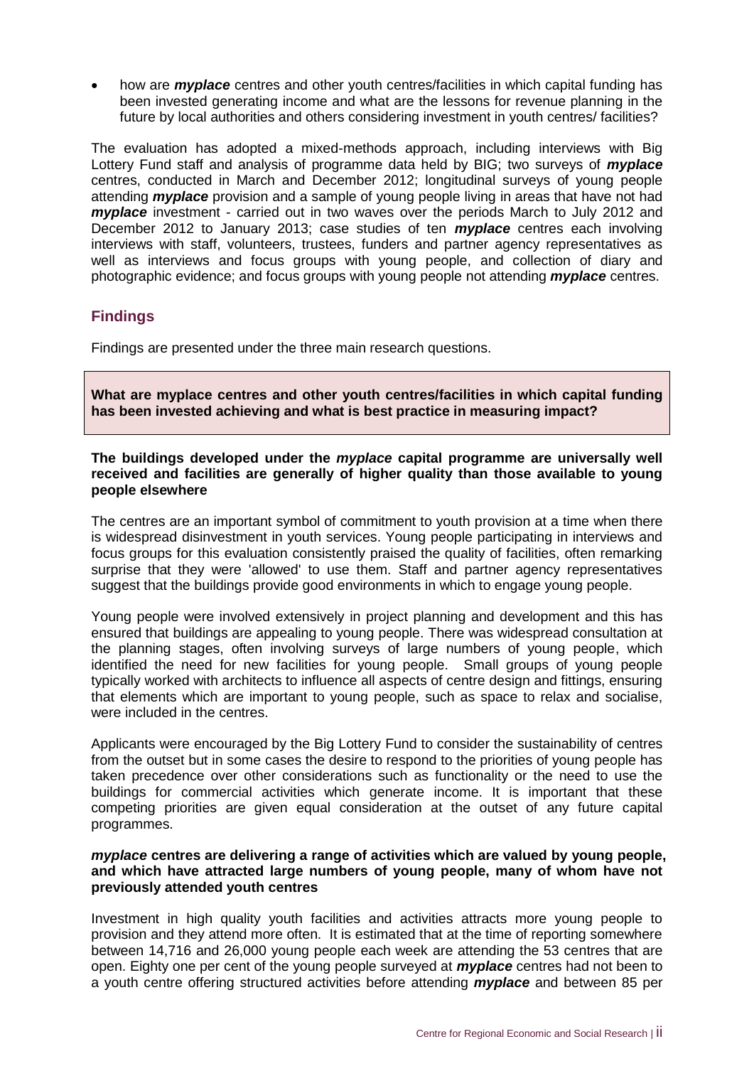- how are ***myplace*** centres and other youth centres/facilities in which capital funding has been invested generating income and what are the lessons for revenue planning in the future by local authorities and others considering investment in youth centres/ facilities?

The evaluation has adopted a mixed-methods approach, including interviews with Big Lottery Fund staff and analysis of programme data held by BIG; two surveys of ***myplace*** centres, conducted in March and December 2012; longitudinal surveys of young people attending ***myplace*** provision and a sample of young people living in areas that have not had ***myplace*** investment - carried out in two waves over the periods March to July 2012 and December 2012 to January 2013; case studies of ten ***myplace*** centres each involving interviews with staff, volunteers, trustees, funders and partner agency representatives as well as interviews and focus groups with young people, and collection of diary and photographic evidence; and focus groups with young people not attending ***myplace*** centres.

## Findings

Findings are presented under the three main research questions.

**What are myplace centres and other youth centres/facilities in which capital funding has been invested achieving and what is best practice in measuring impact?**

**The buildings developed under the *myplace* capital programme are universally well received and facilities are generally of higher quality than those available to young people elsewhere**

The centres are an important symbol of commitment to youth provision at a time when there is widespread disinvestment in youth services. Young people participating in interviews and focus groups for this evaluation consistently praised the quality of facilities, often remarking surprise that they were 'allowed' to use them. Staff and partner agency representatives suggest that the buildings provide good environments in which to engage young people.

Young people were involved extensively in project planning and development and this has ensured that buildings are appealing to young people. There was widespread consultation at the planning stages, often involving surveys of large numbers of young people, which identified the need for new facilities for young people. Small groups of young people typically worked with architects to influence all aspects of centre design and fittings, ensuring that elements which are important to young people, such as space to relax and socialise, were included in the centres.

Applicants were encouraged by the Big Lottery Fund to consider the sustainability of centres from the outset but in some cases the desire to respond to the priorities of young people has taken precedence over other considerations such as functionality or the need to use the buildings for commercial activities which generate income. It is important that these competing priorities are given equal consideration at the outset of any future capital programmes.

***myplace* centres are delivering a range of activities which are valued by young people, and which have attracted large numbers of young people, many of whom have not previously attended youth centres**

Investment in high quality youth facilities and activities attracts more young people to provision and they attend more often. It is estimated that at the time of reporting somewhere between 14,716 and 26,000 young people each week are attending the 53 centres that are open. Eighty one per cent of the young people surveyed at ***myplace*** centres had not been to a youth centre offering structured activities before attending ***myplace*** and between 85 per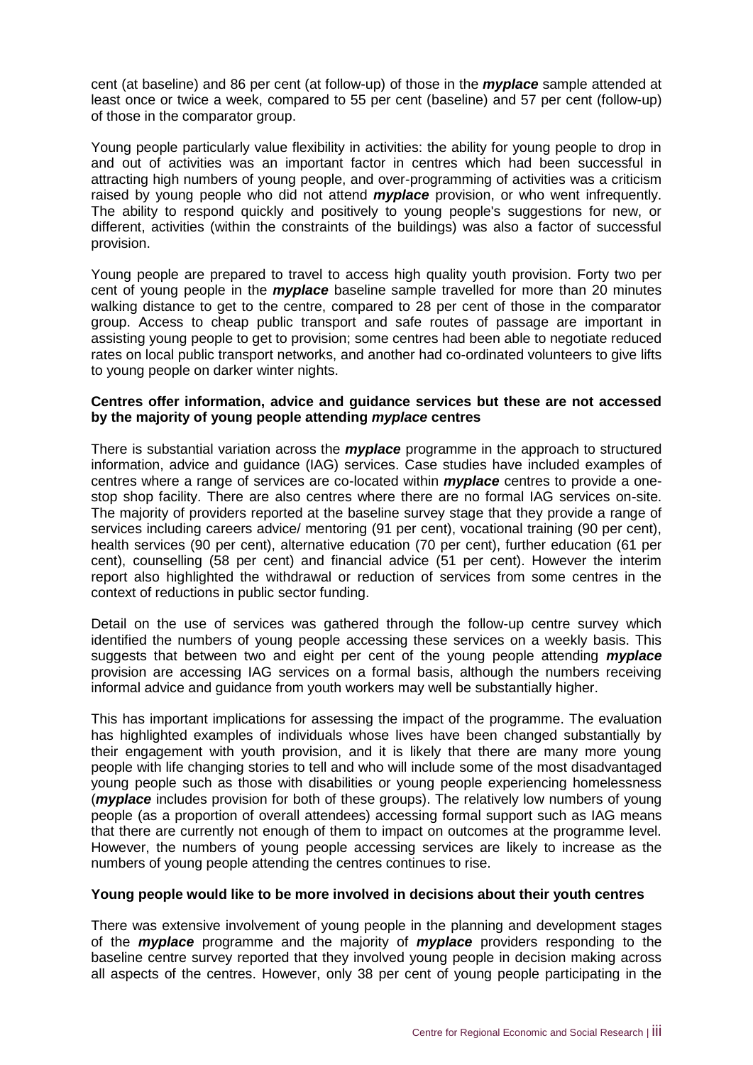cent (at baseline) and 86 per cent (at follow-up) of those in the ***myplace*** sample attended at least once or twice a week, compared to 55 per cent (baseline) and 57 per cent (follow-up) of those in the comparator group.

Young people particularly value flexibility in activities: the ability for young people to drop in and out of activities was an important factor in centres which had been successful in attracting high numbers of young people, and over-programming of activities was a criticism raised by young people who did not attend ***myplace*** provision, or who went infrequently. The ability to respond quickly and positively to young people's suggestions for new, or different, activities (within the constraints of the buildings) was also a factor of successful provision.

Young people are prepared to travel to access high quality youth provision. Forty two per cent of young people in the ***myplace*** baseline sample travelled for more than 20 minutes walking distance to get to the centre, compared to 28 per cent of those in the comparator group. Access to cheap public transport and safe routes of passage are important in assisting young people to get to provision; some centres had been able to negotiate reduced rates on local public transport networks, and another had co-ordinated volunteers to give lifts to young people on darker winter nights.

**Centres offer information, advice and guidance services but these are not accessed by the majority of young people attending *myplace* centres**

There is substantial variation across the ***myplace*** programme in the approach to structured information, advice and guidance (IAG) services. Case studies have included examples of centres where a range of services are co-located within ***myplace*** centres to provide a one-stop shop facility. There are also centres where there are no formal IAG services on-site. The majority of providers reported at the baseline survey stage that they provide a range of services including careers advice/ mentoring (91 per cent), vocational training (90 per cent), health services (90 per cent), alternative education (70 per cent), further education (61 per cent), counselling (58 per cent) and financial advice (51 per cent). However the interim report also highlighted the withdrawal or reduction of services from some centres in the context of reductions in public sector funding.

Detail on the use of services was gathered through the follow-up centre survey which identified the numbers of young people accessing these services on a weekly basis. This suggests that between two and eight per cent of the young people attending ***myplace*** provision are accessing IAG services on a formal basis, although the numbers receiving informal advice and guidance from youth workers may well be substantially higher.

This has important implications for assessing the impact of the programme. The evaluation has highlighted examples of individuals whose lives have been changed substantially by their engagement with youth provision, and it is likely that there are many more young people with life changing stories to tell and who will include some of the most disadvantaged young people such as those with disabilities or young people experiencing homelessness (***myplace*** includes provision for both of these groups). The relatively low numbers of young people (as a proportion of overall attendees) accessing formal support such as IAG means that there are currently not enough of them to impact on outcomes at the programme level. However, the numbers of young people accessing services are likely to increase as the numbers of young people attending the centres continues to rise.

**Young people would like to be more involved in decisions about their youth centres**

There was extensive involvement of young people in the planning and development stages of the ***myplace*** programme and the majority of ***myplace*** providers responding to the baseline centre survey reported that they involved young people in decision making across all aspects of the centres. However, only 38 per cent of young people participating in the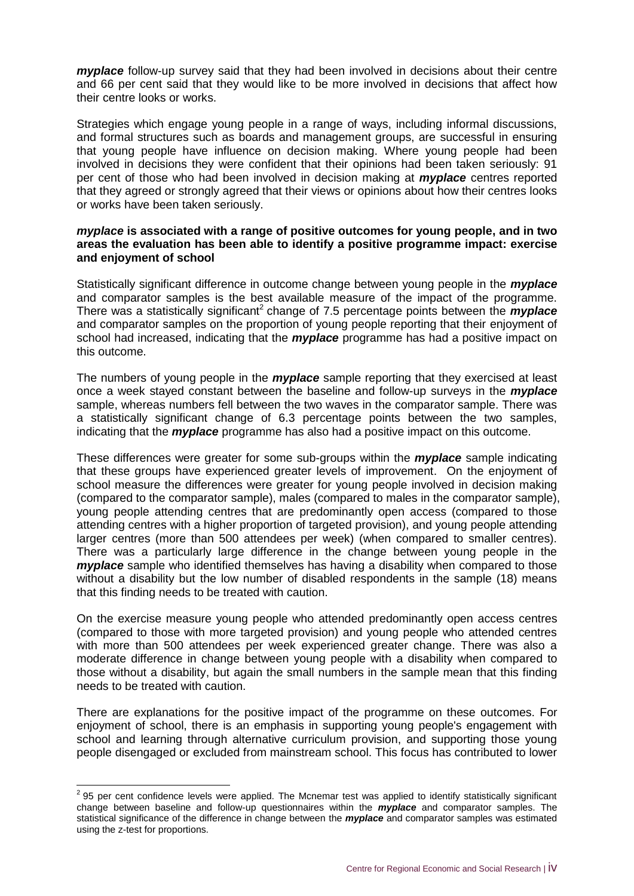***myplace*** follow-up survey said that they had been involved in decisions about their centre and 66 per cent said that they would like to be more involved in decisions that affect how their centre looks or works.

Strategies which engage young people in a range of ways, including informal discussions, and formal structures such as boards and management groups, are successful in ensuring that young people have influence on decision making. Where young people had been involved in decisions they were confident that their opinions had been taken seriously: 91 per cent of those who had been involved in decision making at ***myplace*** centres reported that they agreed or strongly agreed that their views or opinions about how their centres looks or works have been taken seriously.

**_myplace_ is associated with a range of positive outcomes for young people, and in two areas the evaluation has been able to identify a positive programme impact: exercise and enjoyment of school**

Statistically significant difference in outcome change between young people in the ***myplace*** and comparator samples is the best available measure of the impact of the programme. There was a statistically significant[2] change of 7.5 percentage points between the ***myplace*** and comparator samples on the proportion of young people reporting that their enjoyment of school had increased, indicating that the ***myplace*** programme has had a positive impact on this outcome.

The numbers of young people in the ***myplace*** sample reporting that they exercised at least once a week stayed constant between the baseline and follow-up surveys in the ***myplace*** sample, whereas numbers fell between the two waves in the comparator sample. There was a statistically significant change of 6.3 percentage points between the two samples, indicating that the ***myplace*** programme has also had a positive impact on this outcome.

These differences were greater for some sub-groups within the ***myplace*** sample indicating that these groups have experienced greater levels of improvement. On the enjoyment of school measure the differences were greater for young people involved in decision making (compared to the comparator sample), males (compared to males in the comparator sample), young people attending centres that are predominantly open access (compared to those attending centres with a higher proportion of targeted provision), and young people attending larger centres (more than 500 attendees per week) (when compared to smaller centres). There was a particularly large difference in the change between young people in the ***myplace*** sample who identified themselves has having a disability when compared to those without a disability but the low number of disabled respondents in the sample (18) means that this finding needs to be treated with caution.

On the exercise measure young people who attended predominantly open access centres (compared to those with more targeted provision) and young people who attended centres with more than 500 attendees per week experienced greater change. There was also a moderate difference in change between young people with a disability when compared to those without a disability, but again the small numbers in the sample mean that this finding needs to be treated with caution.

There are explanations for the positive impact of the programme on these outcomes. For enjoyment of school, there is an emphasis in supporting young people's engagement with school and learning through alternative curriculum provision, and supporting those young people disengaged or excluded from mainstream school. This focus has contributed to lower

[2] 95 per cent confidence levels were applied. The Mcnemar test was applied to identify statistically significant change between baseline and follow-up questionnaires within the ***myplace*** and comparator samples. The statistical significance of the difference in change between the ***myplace*** and comparator samples was estimated using the z-test for proportions.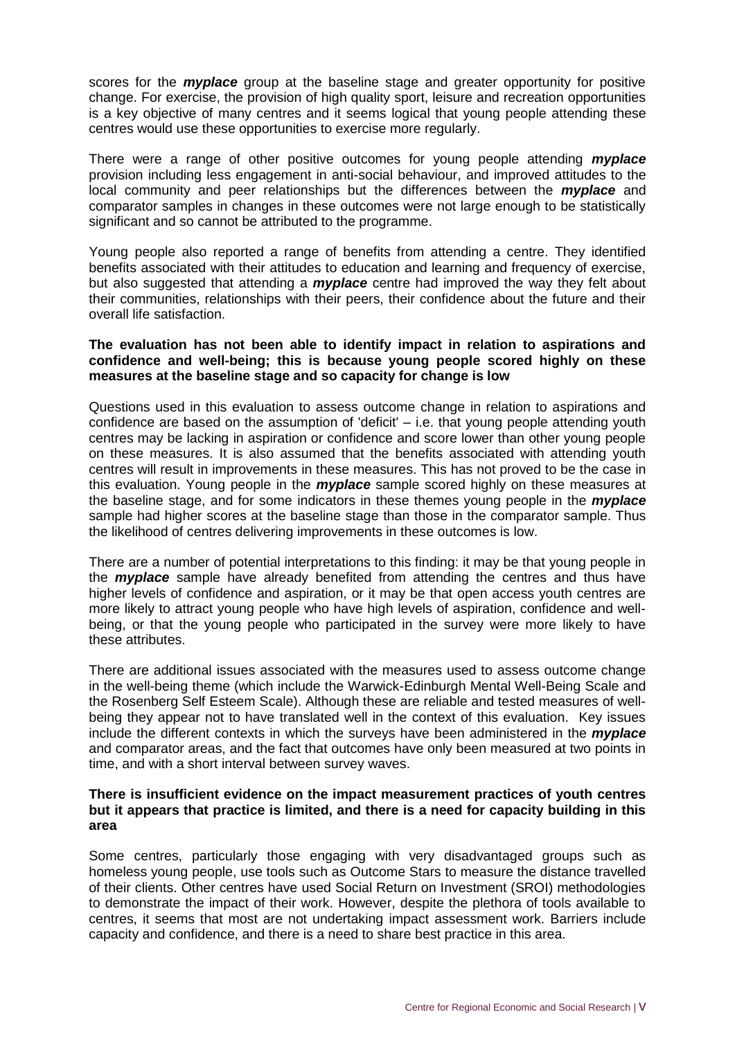scores for the ***myplace*** group at the baseline stage and greater opportunity for positive change. For exercise, the provision of high quality sport, leisure and recreation opportunities is a key objective of many centres and it seems logical that young people attending these centres would use these opportunities to exercise more regularly.

There were a range of other positive outcomes for young people attending ***myplace*** provision including less engagement in anti-social behaviour, and improved attitudes to the local community and peer relationships but the differences between the ***myplace*** and comparator samples in changes in these outcomes were not large enough to be statistically significant and so cannot be attributed to the programme.

Young people also reported a range of benefits from attending a centre. They identified benefits associated with their attitudes to education and learning and frequency of exercise, but also suggested that attending a ***myplace*** centre had improved the way they felt about their communities, relationships with their peers, their confidence about the future and their overall life satisfaction.

**The evaluation has not been able to identify impact in relation to aspirations and confidence and well-being; this is because young people scored highly on these measures at the baseline stage and so capacity for change is low**

Questions used in this evaluation to assess outcome change in relation to aspirations and confidence are based on the assumption of 'deficit' – i.e. that young people attending youth centres may be lacking in aspiration or confidence and score lower than other young people on these measures. It is also assumed that the benefits associated with attending youth centres will result in improvements in these measures. This has not proved to be the case in this evaluation. Young people in the ***myplace*** sample scored highly on these measures at the baseline stage, and for some indicators in these themes young people in the ***myplace*** sample had higher scores at the baseline stage than those in the comparator sample. Thus the likelihood of centres delivering improvements in these outcomes is low.

There are a number of potential interpretations to this finding: it may be that young people in the ***myplace*** sample have already benefited from attending the centres and thus have higher levels of confidence and aspiration, or it may be that open access youth centres are more likely to attract young people who have high levels of aspiration, confidence and well-being, or that the young people who participated in the survey were more likely to have these attributes.

There are additional issues associated with the measures used to assess outcome change in the well-being theme (which include the Warwick-Edinburgh Mental Well-Being Scale and the Rosenberg Self Esteem Scale). Although these are reliable and tested measures of well-being they appear not to have translated well in the context of this evaluation. Key issues include the different contexts in which the surveys have been administered in the ***myplace*** and comparator areas, and the fact that outcomes have only been measured at two points in time, and with a short interval between survey waves.

**There is insufficient evidence on the impact measurement practices of youth centres but it appears that practice is limited, and there is a need for capacity building in this area**

Some centres, particularly those engaging with very disadvantaged groups such as homeless young people, use tools such as Outcome Stars to measure the distance travelled of their clients. Other centres have used Social Return on Investment (SROI) methodologies to demonstrate the impact of their work. However, despite the plethora of tools available to centres, it seems that most are not undertaking impact assessment work. Barriers include capacity and confidence, and there is a need to share best practice in this area.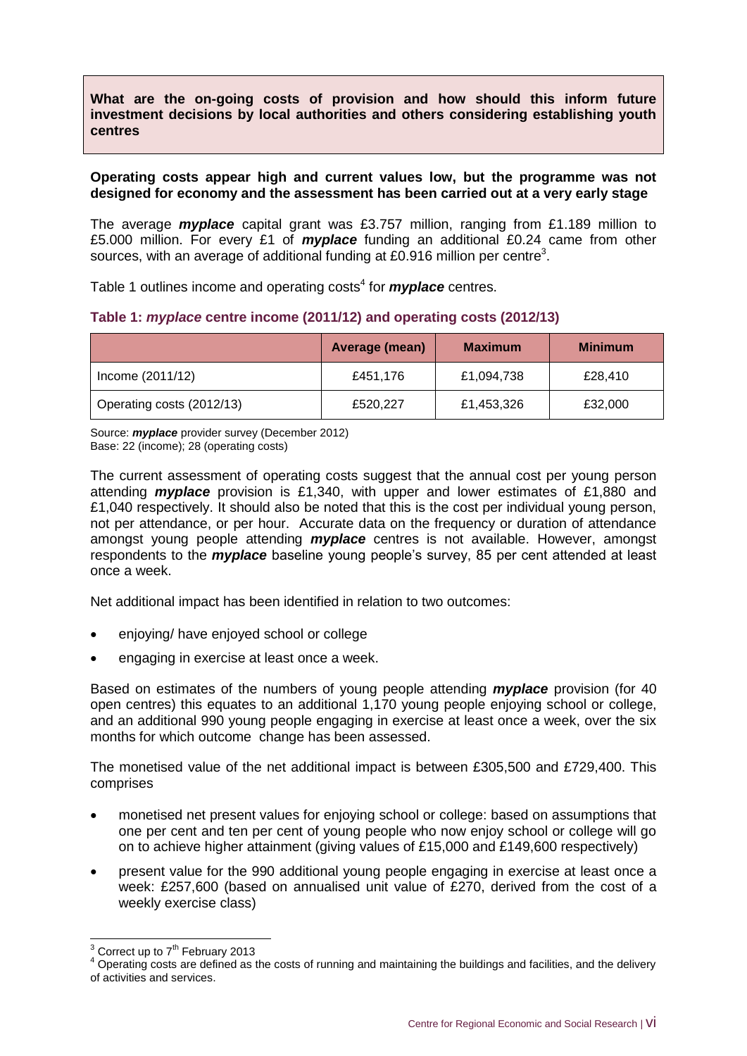**What are the on-going costs of provision and how should this inform future investment decisions by local authorities and others considering establishing youth centres**

**Operating costs appear high and current values low, but the programme was not designed for economy and the assessment has been carried out at a very early stage**

The average ***myplace*** capital grant was £3.757 million, ranging from £1.189 million to £5.000 million. For every £1 of ***myplace*** funding an additional £0.24 came from other sources, with an average of additional funding at £0.916 million per centre[3].

Table 1 outlines income and operating costs[4] for ***myplace*** centres.

**Table 1: *myplace* centre income (2011/12) and operating costs (2012/13)**

| | Average (mean) | Maximum | Minimum |
|---|---|---|---|
| Income (2011/12) | £451,176 | £1,094,738 | £28,410 |
| Operating costs (2012/13) | £520,227 | £1,453,326 | £32,000 |

Source: ***myplace*** provider survey (December 2012)
Base: 22 (income); 28 (operating costs)

The current assessment of operating costs suggest that the annual cost per young person attending ***myplace*** provision is £1,340, with upper and lower estimates of £1,880 and £1,040 respectively. It should also be noted that this is the cost per individual young person, not per attendance, or per hour. Accurate data on the frequency or duration of attendance amongst young people attending ***myplace*** centres is not available. However, amongst respondents to the ***myplace*** baseline young people's survey, 85 per cent attended at least once a week.

Net additional impact has been identified in relation to two outcomes:

- enjoying/ have enjoyed school or college
- engaging in exercise at least once a week.

Based on estimates of the numbers of young people attending ***myplace*** provision (for 40 open centres) this equates to an additional 1,170 young people enjoying school or college, and an additional 990 young people engaging in exercise at least once a week, over the six months for which outcome change has been assessed.

The monetised value of the net additional impact is between £305,500 and £729,400. This comprises

- monetised net present values for enjoying school or college: based on assumptions that one per cent and ten per cent of young people who now enjoy school or college will go on to achieve higher attainment (giving values of £15,000 and £149,600 respectively)
- present value for the 990 additional young people engaging in exercise at least once a week: £257,600 (based on annualised unit value of £270, derived from the cost of a weekly exercise class)

[3] Correct up to 7th February 2013

[4] Operating costs are defined as the costs of running and maintaining the buildings and facilities, and the delivery of activities and services.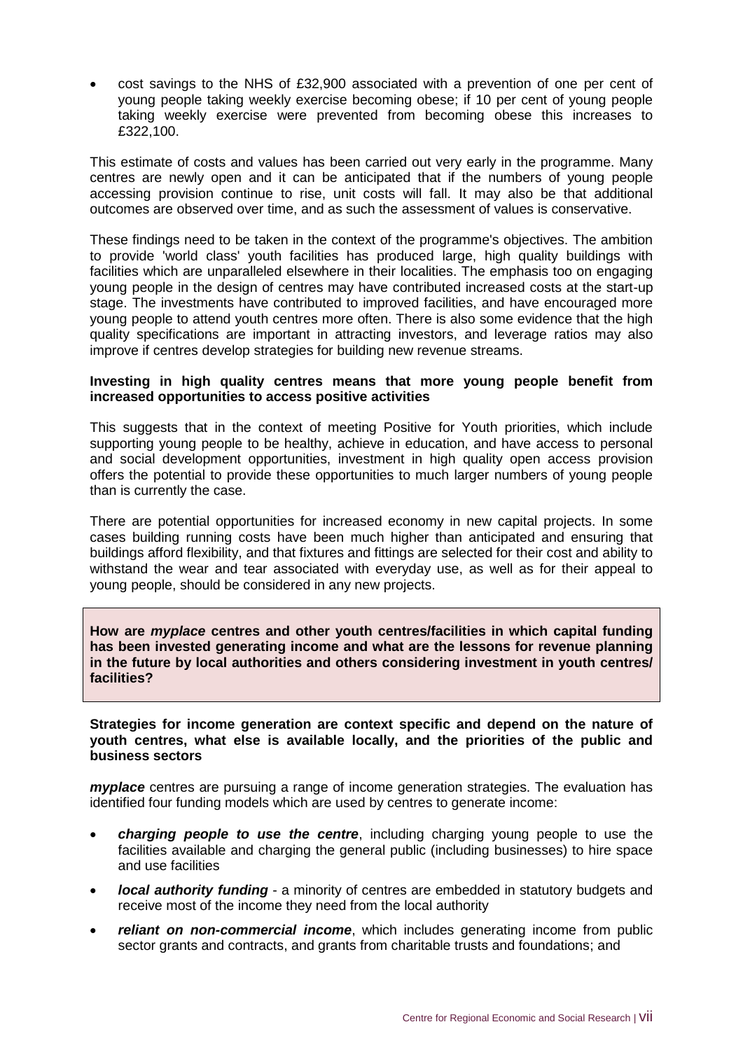- cost savings to the NHS of £32,900 associated with a prevention of one per cent of young people taking weekly exercise becoming obese; if 10 per cent of young people taking weekly exercise were prevented from becoming obese this increases to £322,100.

This estimate of costs and values has been carried out very early in the programme. Many centres are newly open and it can be anticipated that if the numbers of young people accessing provision continue to rise, unit costs will fall. It may also be that additional outcomes are observed over time, and as such the assessment of values is conservative.

These findings need to be taken in the context of the programme's objectives. The ambition to provide 'world class' youth facilities has produced large, high quality buildings with facilities which are unparalleled elsewhere in their localities. The emphasis too on engaging young people in the design of centres may have contributed increased costs at the start-up stage. The investments have contributed to improved facilities, and have encouraged more young people to attend youth centres more often. There is also some evidence that the high quality specifications are important in attracting investors, and leverage ratios may also improve if centres develop strategies for building new revenue streams.

**Investing in high quality centres means that more young people benefit from increased opportunities to access positive activities**

This suggests that in the context of meeting Positive for Youth priorities, which include supporting young people to be healthy, achieve in education, and have access to personal and social development opportunities, investment in high quality open access provision offers the potential to provide these opportunities to much larger numbers of young people than is currently the case.

There are potential opportunities for increased economy in new capital projects. In some cases building running costs have been much higher than anticipated and ensuring that buildings afford flexibility, and that fixtures and fittings are selected for their cost and ability to withstand the wear and tear associated with everyday use, as well as for their appeal to young people, should be considered in any new projects.

**How are *myplace* centres and other youth centres/facilities in which capital funding has been invested generating income and what are the lessons for revenue planning in the future by local authorities and others considering investment in youth centres/ facilities?**

**Strategies for income generation are context specific and depend on the nature of youth centres, what else is available locally, and the priorities of the public and business sectors**

***myplace*** centres are pursuing a range of income generation strategies. The evaluation has identified four funding models which are used by centres to generate income:

- ***charging people to use the centre***, including charging young people to use the facilities available and charging the general public (including businesses) to hire space and use facilities
- ***local authority funding*** - a minority of centres are embedded in statutory budgets and receive most of the income they need from the local authority
- ***reliant on non-commercial income***, which includes generating income from public sector grants and contracts, and grants from charitable trusts and foundations; and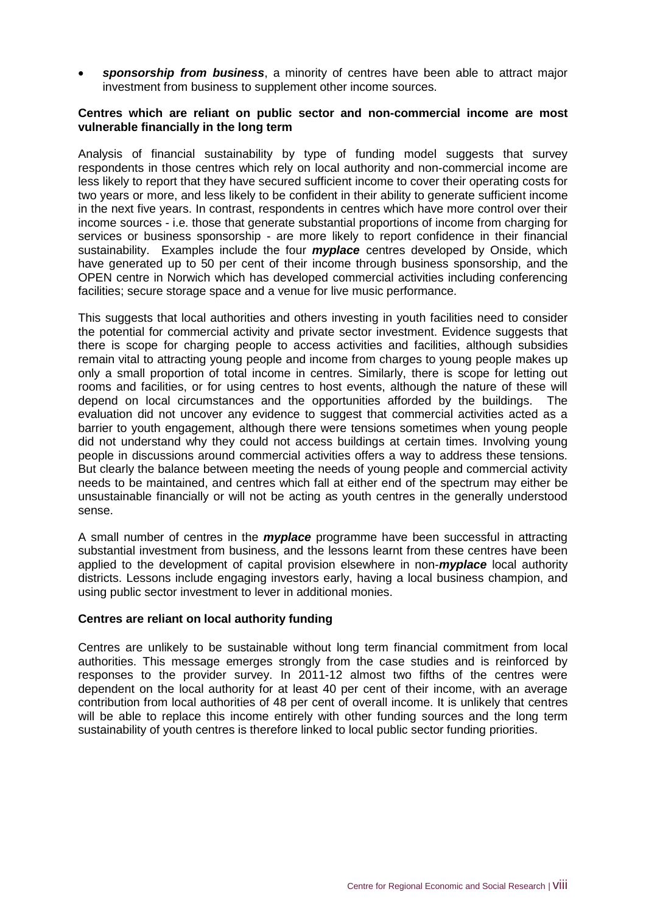- ***sponsorship from business***, a minority of centres have been able to attract major investment from business to supplement other income sources.

**Centres which are reliant on public sector and non-commercial income are most vulnerable financially in the long term**

Analysis of financial sustainability by type of funding model suggests that survey respondents in those centres which rely on local authority and non-commercial income are less likely to report that they have secured sufficient income to cover their operating costs for two years or more, and less likely to be confident in their ability to generate sufficient income in the next five years. In contrast, respondents in centres which have more control over their income sources - i.e. those that generate substantial proportions of income from charging for services or business sponsorship - are more likely to report confidence in their financial sustainability. Examples include the four ***myplace*** centres developed by Onside, which have generated up to 50 per cent of their income through business sponsorship, and the OPEN centre in Norwich which has developed commercial activities including conferencing facilities; secure storage space and a venue for live music performance.

This suggests that local authorities and others investing in youth facilities need to consider the potential for commercial activity and private sector investment. Evidence suggests that there is scope for charging people to access activities and facilities, although subsidies remain vital to attracting young people and income from charges to young people makes up only a small proportion of total income in centres. Similarly, there is scope for letting out rooms and facilities, or for using centres to host events, although the nature of these will depend on local circumstances and the opportunities afforded by the buildings. The evaluation did not uncover any evidence to suggest that commercial activities acted as a barrier to youth engagement, although there were tensions sometimes when young people did not understand why they could not access buildings at certain times. Involving young people in discussions around commercial activities offers a way to address these tensions. But clearly the balance between meeting the needs of young people and commercial activity needs to be maintained, and centres which fall at either end of the spectrum may either be unsustainable financially or will not be acting as youth centres in the generally understood sense.

A small number of centres in the ***myplace*** programme have been successful in attracting substantial investment from business, and the lessons learnt from these centres have been applied to the development of capital provision elsewhere in non-***myplace*** local authority districts. Lessons include engaging investors early, having a local business champion, and using public sector investment to lever in additional monies.

**Centres are reliant on local authority funding**

Centres are unlikely to be sustainable without long term financial commitment from local authorities. This message emerges strongly from the case studies and is reinforced by responses to the provider survey. In 2011-12 almost two fifths of the centres were dependent on the local authority for at least 40 per cent of their income, with an average contribution from local authorities of 48 per cent of overall income. It is unlikely that centres will be able to replace this income entirely with other funding sources and the long term sustainability of youth centres is therefore linked to local public sector funding priorities.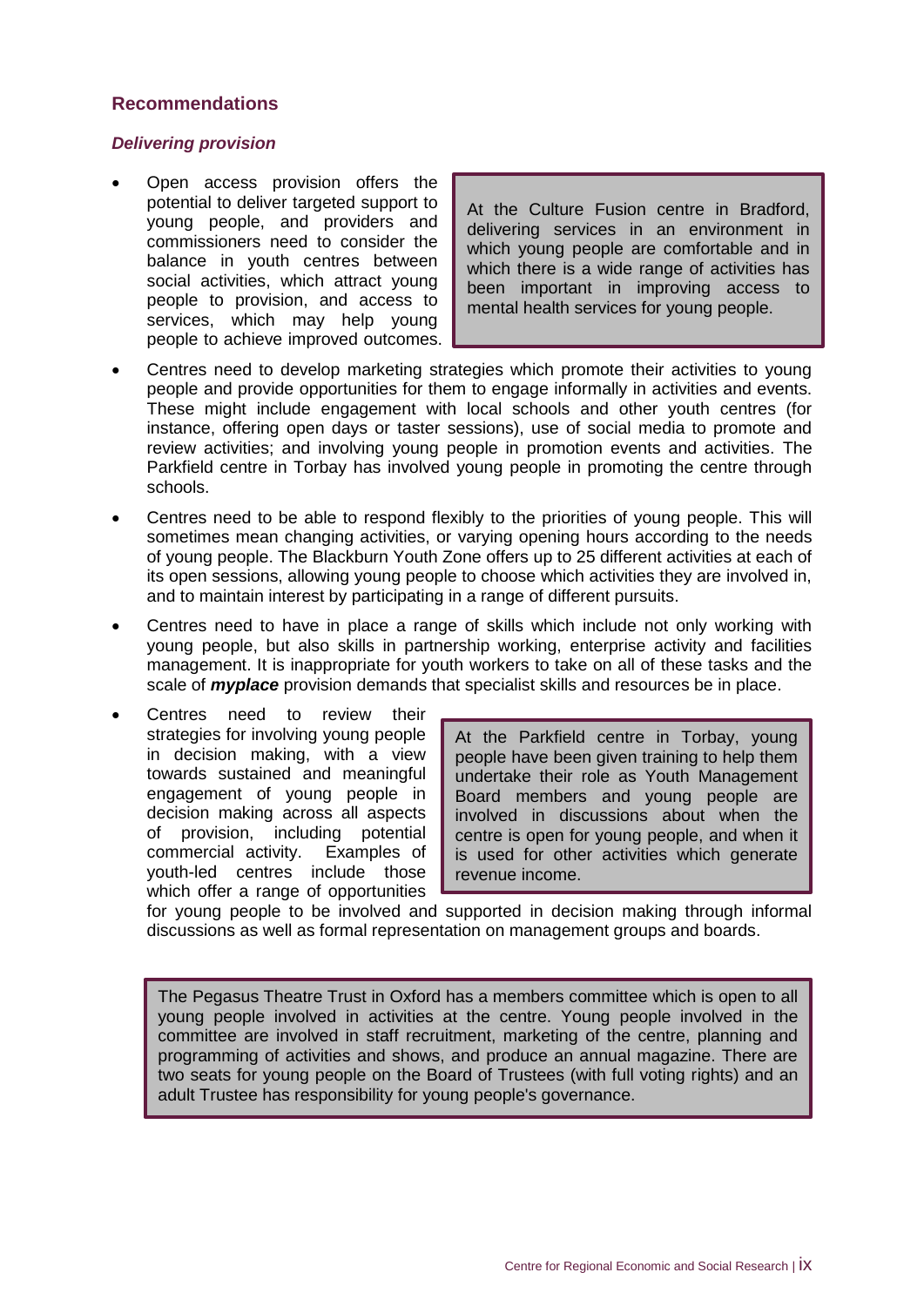## Recommendations

### *Delivering provision*

- Open access provision offers the potential to deliver targeted support to young people, and providers and commissioners need to consider the balance in youth centres between social activities, which attract young people to provision, and access to services, which may help young people to achieve improved outcomes.

> At the Culture Fusion centre in Bradford, delivering services in an environment in which young people are comfortable and in which there is a wide range of activities has been important in improving access to mental health services for young people.

- Centres need to develop marketing strategies which promote their activities to young people and provide opportunities for them to engage informally in activities and events. These might include engagement with local schools and other youth centres (for instance, offering open days or taster sessions), use of social media to promote and review activities; and involving young people in promotion events and activities. The Parkfield centre in Torbay has involved young people in promoting the centre through schools.

- Centres need to be able to respond flexibly to the priorities of young people. This will sometimes mean changing activities, or varying opening hours according to the needs of young people. The Blackburn Youth Zone offers up to 25 different activities at each of its open sessions, allowing young people to choose which activities they are involved in, and to maintain interest by participating in a range of different pursuits.

- Centres need to have in place a range of skills which include not only working with young people, but also skills in partnership working, enterprise activity and facilities management. It is inappropriate for youth workers to take on all of these tasks and the scale of ***myplace*** provision demands that specialist skills and resources be in place.

- Centres need to review their strategies for involving young people in decision making, with a view towards sustained and meaningful engagement of young people in decision making across all aspects of provision, including potential commercial activity. Examples of youth-led centres include those which offer a range of opportunities for young people to be involved and supported in decision making through informal discussions as well as formal representation on management groups and boards.

> At the Parkfield centre in Torbay, young people have been given training to help them undertake their role as Youth Management Board members and young people are involved in discussions about when the centre is open for young people, and when it is used for other activities which generate revenue income.

> The Pegasus Theatre Trust in Oxford has a members committee which is open to all young people involved in activities at the centre. Young people involved in the committee are involved in staff recruitment, marketing of the centre, planning and programming of activities and shows, and produce an annual magazine. There are two seats for young people on the Board of Trustees (with full voting rights) and an adult Trustee has responsibility for young people's governance.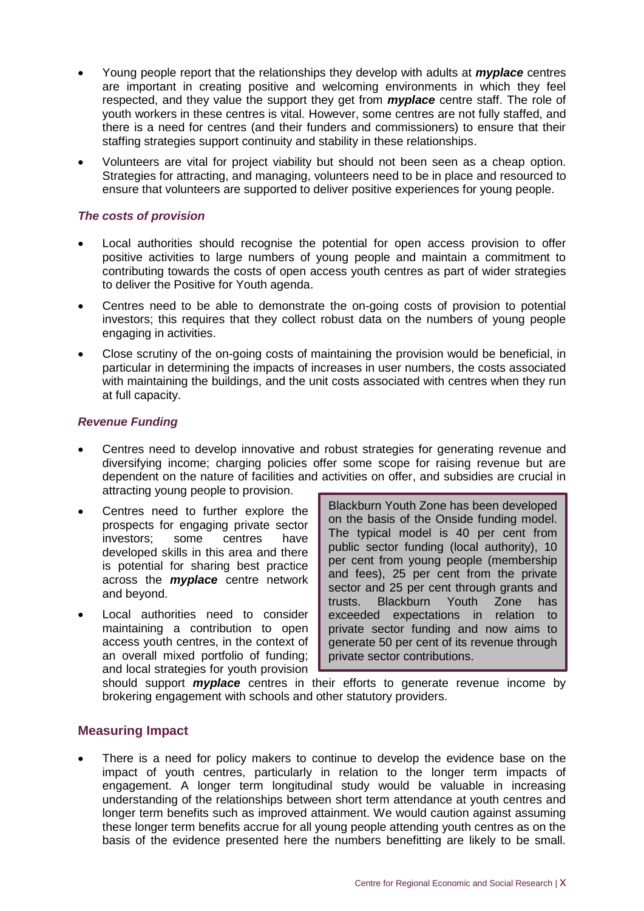- Young people report that the relationships they develop with adults at ***myplace*** centres are important in creating positive and welcoming environments in which they feel respected, and they value the support they get from ***myplace*** centre staff. The role of youth workers in these centres is vital. However, some centres are not fully staffed, and there is a need for centres (and their funders and commissioners) to ensure that their staffing strategies support continuity and stability in these relationships.
- Volunteers are vital for project viability but should not been seen as a cheap option. Strategies for attracting, and managing, volunteers need to be in place and resourced to ensure that volunteers are supported to deliver positive experiences for young people.

### *The costs of provision*

- Local authorities should recognise the potential for open access provision to offer positive activities to large numbers of young people and maintain a commitment to contributing towards the costs of open access youth centres as part of wider strategies to deliver the Positive for Youth agenda.
- Centres need to be able to demonstrate the on-going costs of provision to potential investors; this requires that they collect robust data on the numbers of young people engaging in activities.
- Close scrutiny of the on-going costs of maintaining the provision would be beneficial, in particular in determining the impacts of increases in user numbers, the costs associated with maintaining the buildings, and the unit costs associated with centres when they run at full capacity.

### *Revenue Funding*

- Centres need to develop innovative and robust strategies for generating revenue and diversifying income; charging policies offer some scope for raising revenue but are dependent on the nature of facilities and activities on offer, and subsidies are crucial in attracting young people to provision.
- Centres need to further explore the prospects for engaging private sector investors; some centres have developed skills in this area and there is potential for sharing best practice across the ***myplace*** centre network and beyond.
- Local authorities need to consider maintaining a contribution to open access youth centres, in the context of an overall mixed portfolio of funding; and local strategies for youth provision should support ***myplace*** centres in their efforts to generate revenue income by brokering engagement with schools and other statutory providers.

> Blackburn Youth Zone has been developed on the basis of the Onside funding model. The typical model is 40 per cent from public sector funding (local authority), 10 per cent from young people (membership and fees), 25 per cent from the private sector and 25 per cent through grants and trusts. Blackburn Youth Zone has exceeded expectations in relation to private sector funding and now aims to generate 50 per cent of its revenue through private sector contributions.

## Measuring Impact

- There is a need for policy makers to continue to develop the evidence base on the impact of youth centres, particularly in relation to the longer term impacts of engagement. A longer term longitudinal study would be valuable in increasing understanding of the relationships between short term attendance at youth centres and longer term benefits such as improved attainment. We would caution against assuming these longer term benefits accrue for all young people attending youth centres as on the basis of the evidence presented here the numbers benefitting are likely to be small.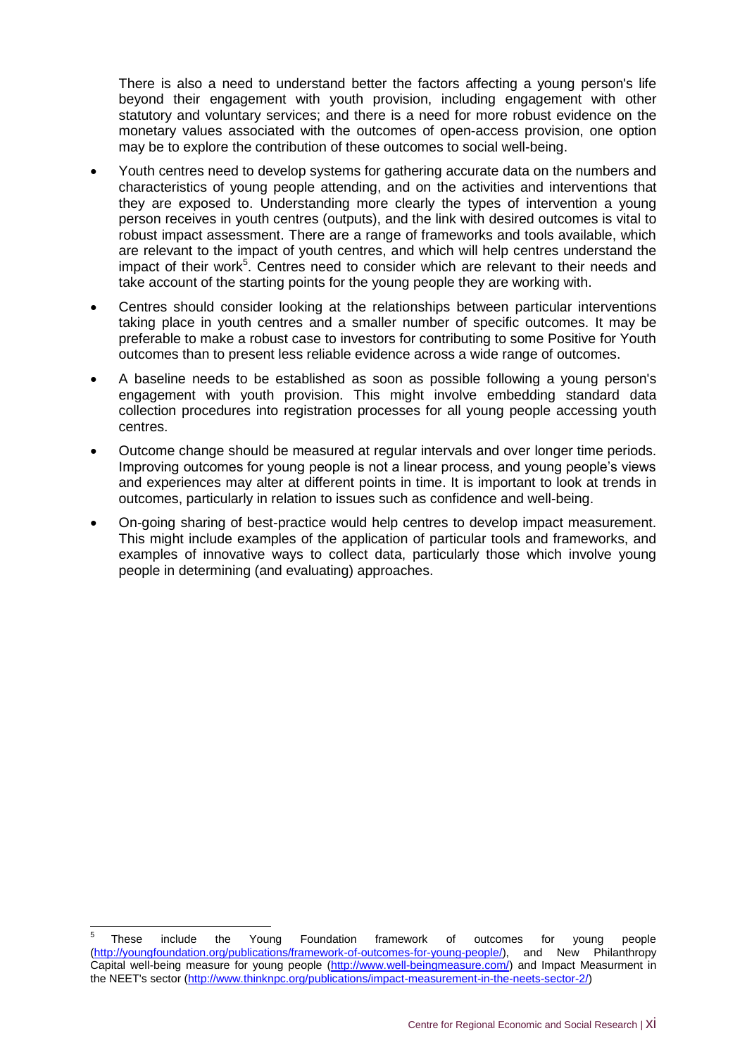There is also a need to understand better the factors affecting a young person's life beyond their engagement with youth provision, including engagement with other statutory and voluntary services; and there is a need for more robust evidence on the monetary values associated with the outcomes of open-access provision, one option may be to explore the contribution of these outcomes to social well-being.

- Youth centres need to develop systems for gathering accurate data on the numbers and characteristics of young people attending, and on the activities and interventions that they are exposed to. Understanding more clearly the types of intervention a young person receives in youth centres (outputs), and the link with desired outcomes is vital to robust impact assessment. There are a range of frameworks and tools available, which are relevant to the impact of youth centres, and which will help centres understand the impact of their work[5]. Centres need to consider which are relevant to their needs and take account of the starting points for the young people they are working with.
- Centres should consider looking at the relationships between particular interventions taking place in youth centres and a smaller number of specific outcomes. It may be preferable to make a robust case to investors for contributing to some Positive for Youth outcomes than to present less reliable evidence across a wide range of outcomes.
- A baseline needs to be established as soon as possible following a young person's engagement with youth provision. This might involve embedding standard data collection procedures into registration processes for all young people accessing youth centres.
- Outcome change should be measured at regular intervals and over longer time periods. Improving outcomes for young people is not a linear process, and young people's views and experiences may alter at different points in time. It is important to look at trends in outcomes, particularly in relation to issues such as confidence and well-being.
- On-going sharing of best-practice would help centres to develop impact measurement. This might include examples of the application of particular tools and frameworks, and examples of innovative ways to collect data, particularly those which involve young people in determining (and evaluating) approaches.

---

[5] These include the Young Foundation framework of outcomes for young people (http://youngfoundation.org/publications/framework-of-outcomes-for-young-people/), and New Philanthropy Capital well-being measure for young people (http://www.well-beingmeasure.com/) and Impact Measurment in the NEET's sector (http://www.thinknpc.org/publications/impact-measurement-in-the-neets-sector-2/)